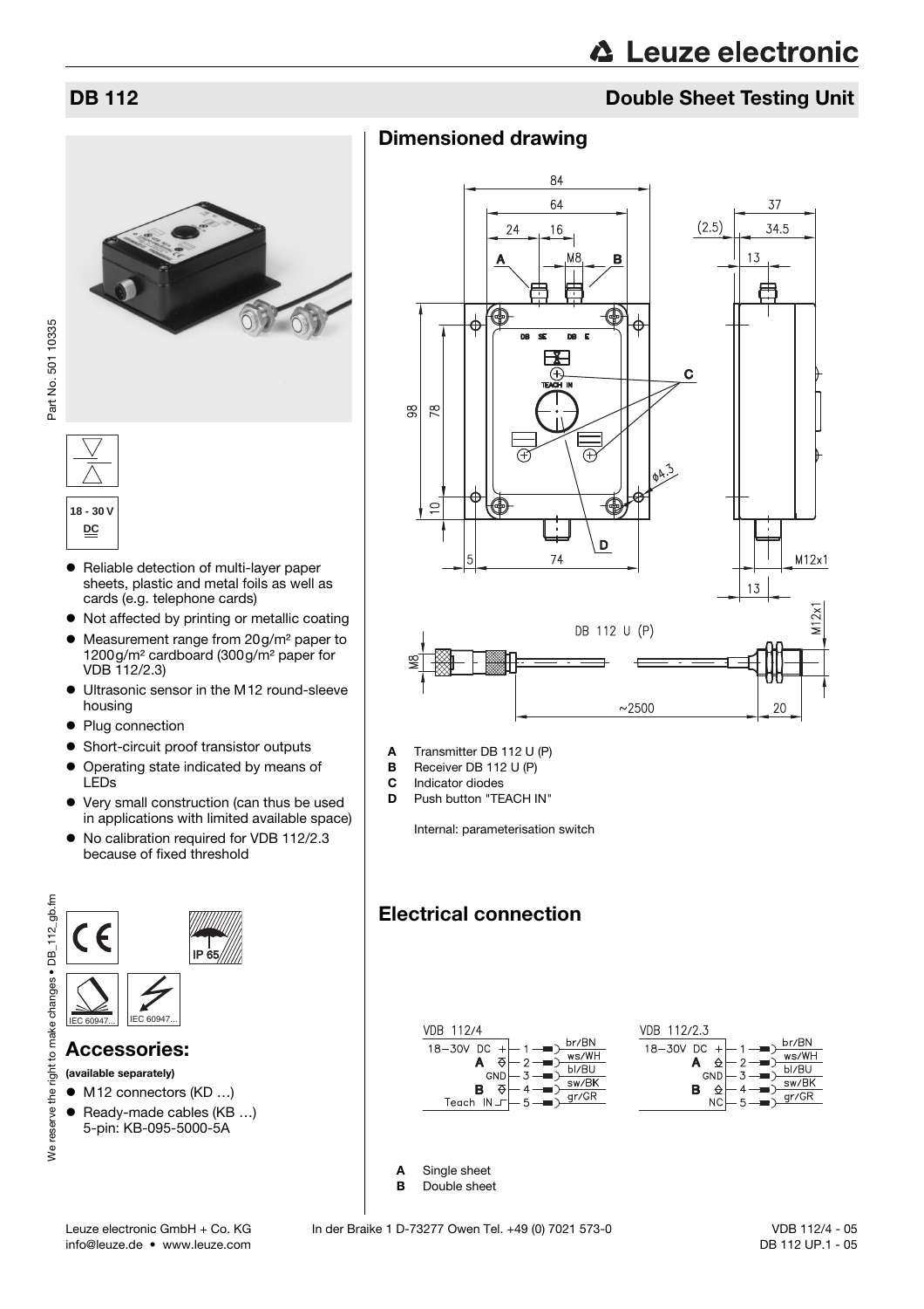# DB 112

## Double Sheet Testing Unit

Part No. 501 10335

18 - 30 V DC

- Reliable detection of multi-layer paper sheets, plastic and metal foils as well as cards (e.g. telephone cards)
- Not affected by printing or metallic coating
- Measurement range from 20g/m² paper to 1200g/m² cardboard (300g/m² paper for VDB 112/2.3)
- Ultrasonic sensor in the M12 round-sleeve housing
- Plug connection
- Short-circuit proof transistor outputs
- Operating state indicated by means of LEDs
- Very small construction (can thus be used in applications with limited available space)
- No calibration required for VDB 112/2.3 because of fixed threshold

IP 65

IEC 60947... IEC 60947...

## Accessories:

**(available separately)**

- M12 connectors (KD …)
- Ready-made cables (KB …)
  5-pin: KB-095-5000-5A

## Dimensioned drawing

**A** Transmitter DB 112 U (P)
**B** Receiver DB 112 U (P)
**C** Indicator diodes
**D** Push button "TEACH IN"

Internal: parameterisation switch

## Electrical connection

VDB 112/4

| Signal | Pin | Wire |
|---|---|---|
| 18-30V DC + | 1 | br/BN |
| A | 2 | ws/WH |
| GND | 3 | bl/BU |
| B | 4 | sw/BK |
| Teach IN | 5 | gr/GR |

VDB 112/2.3

| Signal | Pin | Wire |
|---|---|---|
| 18-30V DC + | 1 | br/BN |
| A | 2 | ws/WH |
| GND | 3 | bl/BU |
| B | 4 | sw/BK |
| NC | 5 | gr/GR |

**A** Single sheet
**B** Double sheet

Leuze electronic GmbH + Co. KG In der Braike 1 D-73277 Owen Tel. +49 (0) 7021 573-0
info@leuze.de • www.leuze.com

VDB 112/4 - 05
DB 112 UP.1 - 05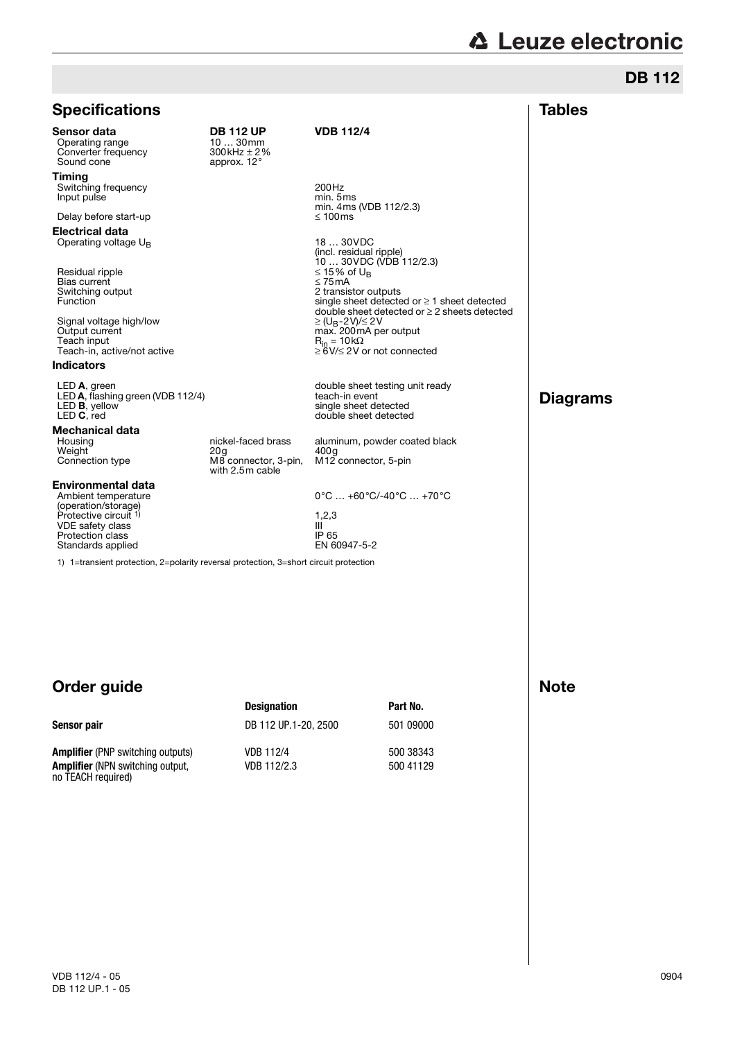# DB 112

## Specifications

| | DB 112 UP | VDB 112/4 |
|---|---|---|
| **Sensor data** | | |
| Operating range | 10 … 30mm | |
| Converter frequency | 300kHz ± 2% | |
| Sound cone | approx. 12° | |
| **Timing** | | |
| Switching frequency | | 200Hz |
| Input pulse | | min. 5ms<br>min. 4ms (VDB 112/2.3) |
| Delay before start-up | | ≤ 100ms |
| **Electrical data** | | |
| Operating voltage $U_B$ | | 18 … 30VDC<br>(incl. residual ripple)<br>10 … 30VDC (VDB 112/2.3) |
| Residual ripple | | ≤ 15% of $U_B$ |
| Bias current | | ≤ 75mA |
| Switching output | | 2 transistor outputs |
| Function | | single sheet detected or ≥ 1 sheet detected<br>double sheet detected or ≥ 2 sheets detected |
| Signal voltage high/low | | ≥ ($U_B$-2V)/≤ 2V |
| Output current | | max. 200mA per output |
| Teach input | | $R_{in}$ = 10kΩ |
| Teach-in, active/not active | | ≥ 6V/≤ 2V or not connected |
| **Indicators** | | |
| LED **A**, green | | double sheet testing unit ready |
| LED **A**, flashing green (VDB 112/4) | | teach-in event |
| LED **B**, yellow | | single sheet detected |
| LED **C**, red | | double sheet detected |
| **Mechanical data** | | |
| Housing | nickel-faced brass | aluminum, powder coated black |
| Weight | 20g | 400g |
| Connection type | M8 connector, 3-pin, with 2.5m cable | M12 connector, 5-pin |
| **Environmental data** | | |
| Ambient temperature (operation/storage) | | 0°C … +60°C/-40°C … +70°C |
| Protective circuit [1] | | 1,2,3 |
| VDE safety class | | III |
| Protection class | | IP 65 |
| Standards applied | | EN 60947-5-2 |

1) 1=transient protection, 2=polarity reversal protection, 3=short circuit protection

## Tables

## Diagrams

## Order guide

| | Designation | Part No. |
|---|---|---|
| **Sensor pair** | DB 112 UP.1-20, 2500 | 501 09000 |
| **Amplifier** (PNP switching outputs) | VDB 112/4 | 500 38343 |
| **Amplifier** (NPN switching output, no TEACH required) | VDB 112/2.3 | 500 41129 |

## Note

VDB 112/4 - 05
DB 112 UP.1 - 05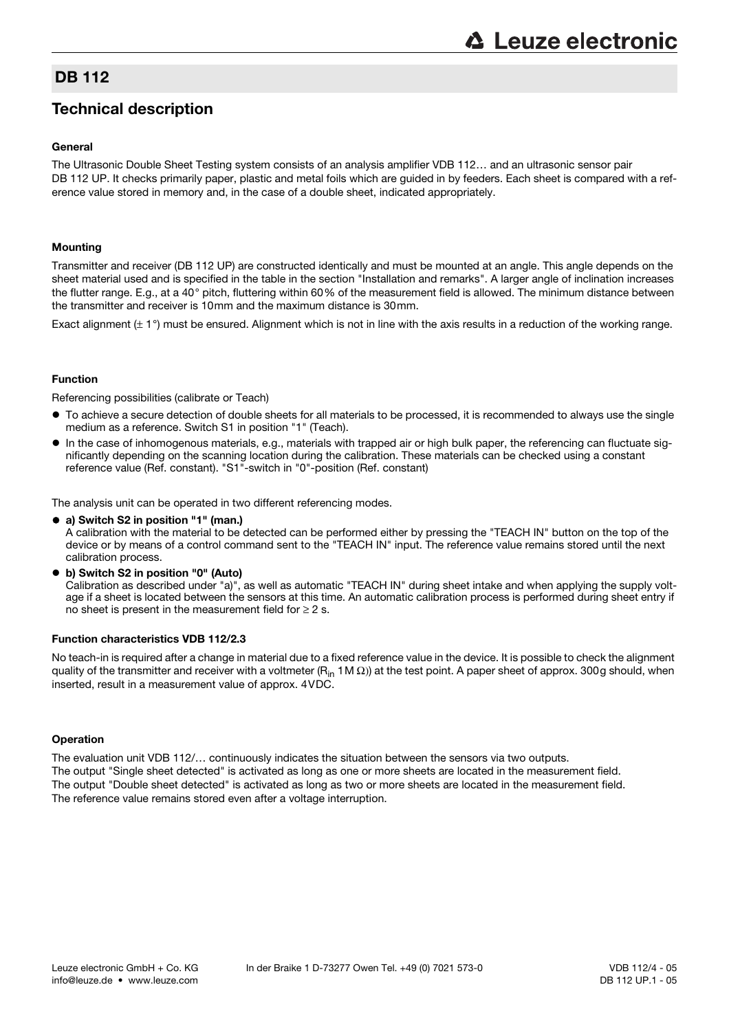# DB 112

## Technical description

### General

The Ultrasonic Double Sheet Testing system consists of an analysis amplifier VDB 112… and an ultrasonic sensor pair DB 112 UP. It checks primarily paper, plastic and metal foils which are guided in by feeders. Each sheet is compared with a reference value stored in memory and, in the case of a double sheet, indicated appropriately.

### Mounting

Transmitter and receiver (DB 112 UP) are constructed identically and must be mounted at an angle. This angle depends on the sheet material used and is specified in the table in the section "Installation and remarks". A larger angle of inclination increases the flutter range. E.g., at a 40° pitch, fluttering within 60% of the measurement field is allowed. The minimum distance between the transmitter and receiver is 10mm and the maximum distance is 30mm.

Exact alignment (± 1°) must be ensured. Alignment which is not in line with the axis results in a reduction of the working range.

### Function

Referencing possibilities (calibrate or Teach)

- To achieve a secure detection of double sheets for all materials to be processed, it is recommended to always use the single medium as a reference. Switch S1 in position "1" (Teach).
- In the case of inhomogenous materials, e.g., materials with trapped air or high bulk paper, the referencing can fluctuate significantly depending on the scanning location during the calibration. These materials can be checked using a constant reference value (Ref. constant). "S1"-switch in "0"-position (Ref. constant)

The analysis unit can be operated in two different referencing modes.

- **a) Switch S2 in position "1" (man.)**
  A calibration with the material to be detected can be performed either by pressing the "TEACH IN" button on the top of the device or by means of a control command sent to the "TEACH IN" input. The reference value remains stored until the next calibration process.
- **b) Switch S2 in position "0" (Auto)**
  Calibration as described under "a)", as well as automatic "TEACH IN" during sheet intake and when applying the supply voltage if a sheet is located between the sensors at this time. An automatic calibration process is performed during sheet entry if no sheet is present in the measurement field for ≥ 2 s.

### Function characteristics VDB 112/2.3

No teach-in is required after a change in material due to a fixed reference value in the device. It is possible to check the alignment quality of the transmitter and receiver with a voltmeter ($R_{in}$ 1 M Ω)) at the test point. A paper sheet of approx. 300g should, when inserted, result in a measurement value of approx. 4VDC.

### Operation

The evaluation unit VDB 112/… continuously indicates the situation between the sensors via two outputs.
The output "Single sheet detected" is activated as long as one or more sheets are located in the measurement field.
The output "Double sheet detected" is activated as long as two or more sheets are located in the measurement field.
The reference value remains stored even after a voltage interruption.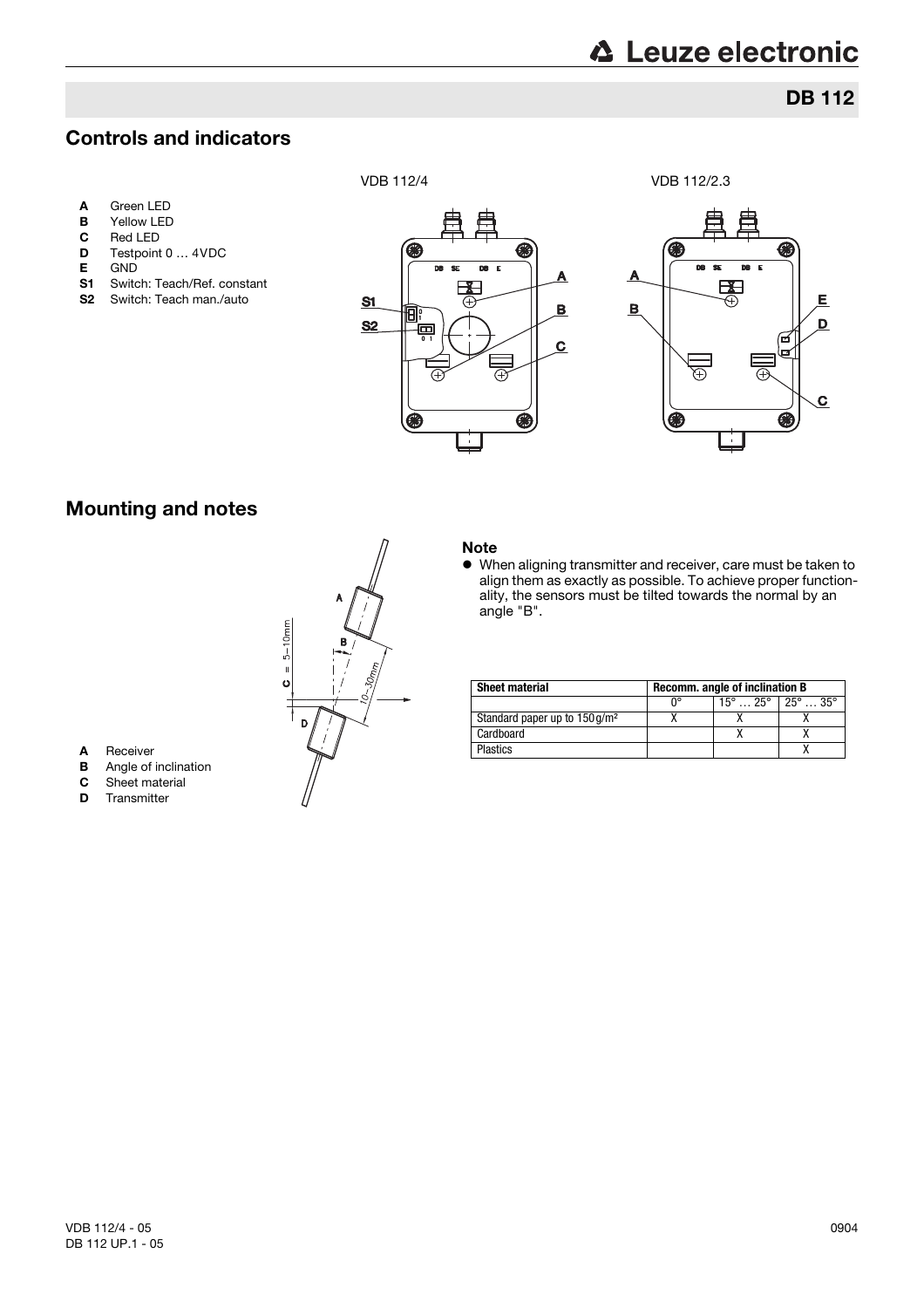# DB 112

## Controls and indicators

- **A** Green LED
- **B** Yellow LED
- **C** Red LED
- **D** Testpoint 0 … 4VDC
- **E** GND
- **S1** Switch: Teach/Ref. constant
- **S2** Switch: Teach man./auto

VDB 112/4

VDB 112/2.3

## Mounting and notes

- **A** Receiver
- **B** Angle of inclination
- **C** Sheet material
- **D** Transmitter

C = 5–10mm

10–30mm

**Note**

- When aligning transmitter and receiver, care must be taken to align them as exactly as possible. To achieve proper functionality, the sensors must be tilted towards the normal by an angle "B".

| Sheet material | Recomm. angle of inclination B | | |
|---|---|---|---|
| | 0° | 15° … 25° | 25° … 35° |
| Standard paper up to 150 g/m² | X | X | X |
| Cardboard | | X | X |
| Plastics | | | X |

VDB 112/4 - 05
DB 112 UP.1 - 05

0904